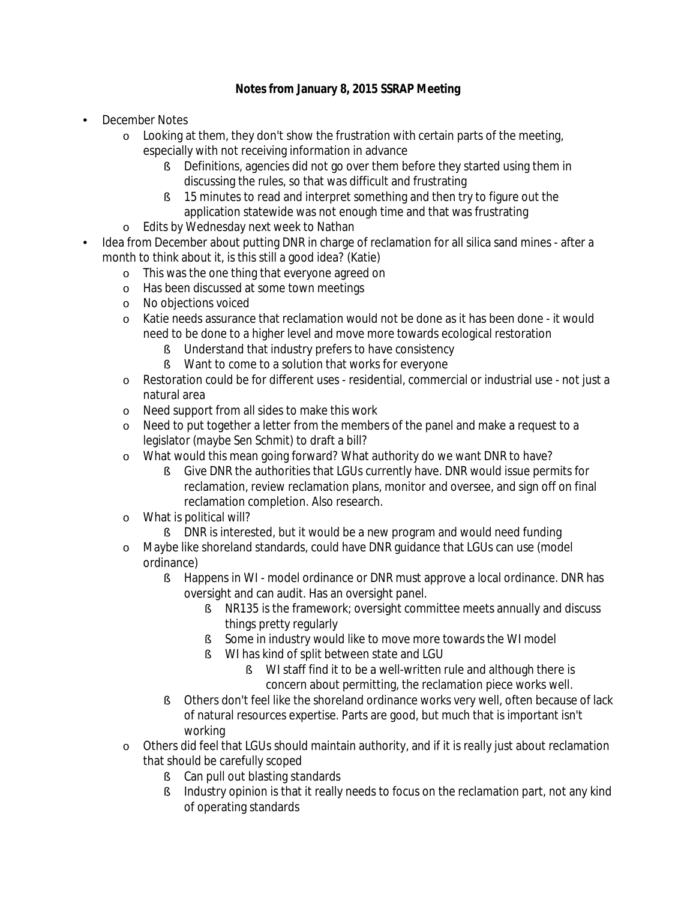**Notes from January 8, 2015 SSRAP Meeting**

- December Notes
  - Looking at them, they don't show the frustration with certain parts of the meeting, especially with not receiving information in advance
    - Definitions, agencies did not go over them before they started using them in discussing the rules, so that was difficult and frustrating
    - 15 minutes to read and interpret something and then try to figure out the application statewide was not enough time and that was frustrating
  - Edits by Wednesday next week to Nathan
- Idea from December about putting DNR in charge of reclamation for all silica sand mines - after a month to think about it, is this still a good idea? (Katie)
  - This was the one thing that everyone agreed on
  - Has been discussed at some town meetings
  - No objections voiced
  - Katie needs assurance that reclamation would not be done as it has been done - it would need to be done to a higher level and move more towards ecological restoration
    - Understand that industry prefers to have consistency
    - Want to come to a solution that works for everyone
  - Restoration could be for different uses - residential, commercial or industrial use - not just a natural area
  - Need support from all sides to make this work
  - Need to put together a letter from the members of the panel and make a request to a legislator (maybe Sen Schmit) to draft a bill?
  - What would this mean going forward? What authority do we want DNR to have?
    - Give DNR the authorities that LGUs currently have. DNR would issue permits for reclamation, review reclamation plans, monitor and oversee, and sign off on final reclamation completion. Also research.
  - What is political will?
    - DNR is interested, but it would be a new program and would need funding
  - Maybe like shoreland standards, could have DNR guidance that LGUs can use (model ordinance)
    - Happens in WI - model ordinance or DNR must approve a local ordinance. DNR has oversight and can audit. Has an oversight panel.
      - NR135 is the framework; oversight committee meets annually and discuss things pretty regularly
      - Some in industry would like to move more towards the WI model
      - WI has kind of split between state and LGU
        - WI staff find it to be a well-written rule and although there is concern about permitting, the reclamation piece works well.
    - Others don't feel like the shoreland ordinance works very well, often because of lack of natural resources expertise. Parts are good, but much that is important isn't working
  - Others did feel that LGUs should maintain authority, and if it is really just about reclamation that should be carefully scoped
    - Can pull out blasting standards
    - Industry opinion is that it really needs to focus on the reclamation part, not any kind of operating standards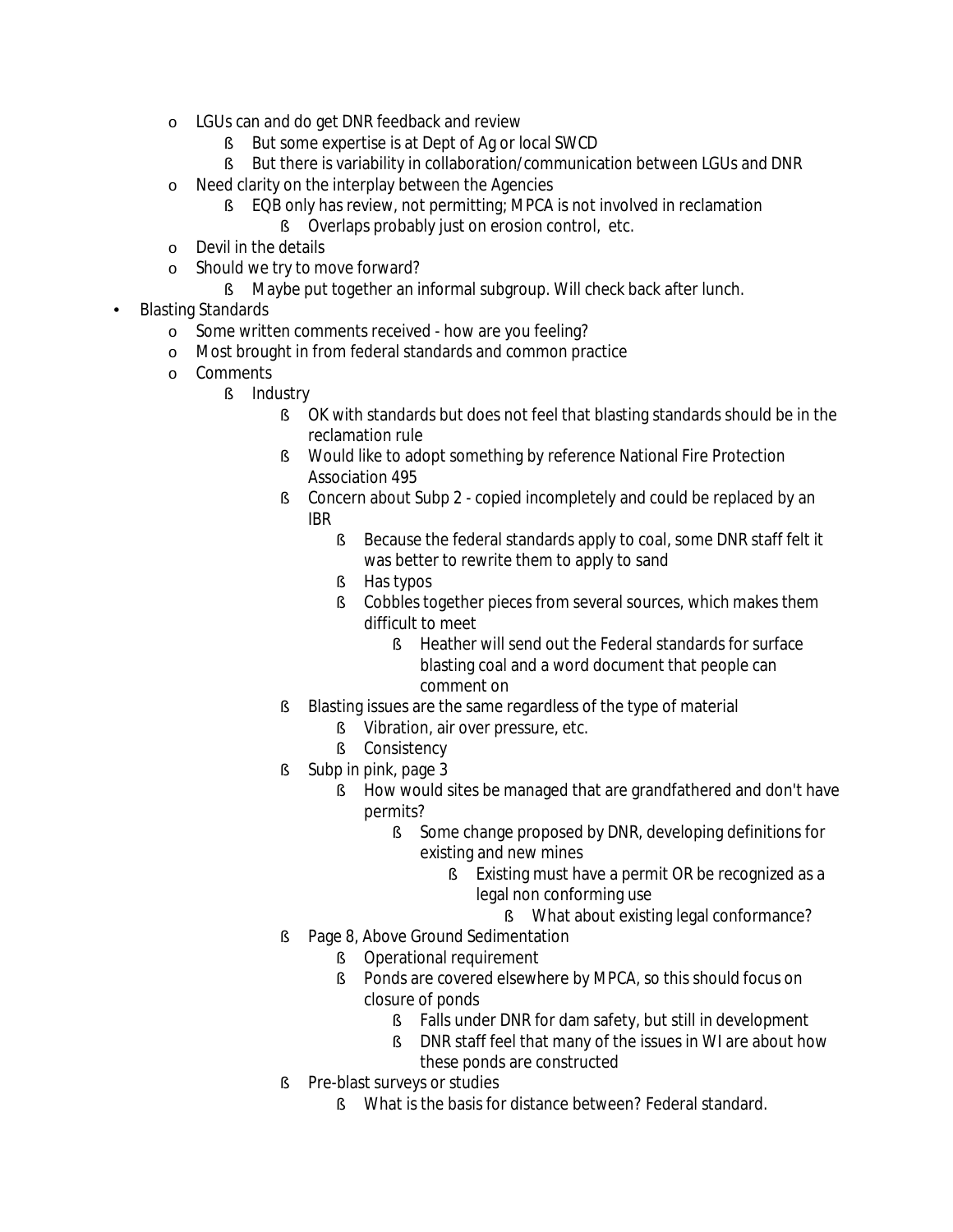- LGUs can and do get DNR feedback and review
    - But some expertise is at Dept of Ag or local SWCD
    - But there is variability in collaboration/communication between LGUs and DNR
  - Need clarity on the interplay between the Agencies
    - EQB only has review, not permitting; MPCA is not involved in reclamation
      - Overlaps probably just on erosion control, etc.
  - Devil in the details
  - Should we try to move forward?
    - Maybe put together an informal subgroup. Will check back after lunch.
- Blasting Standards
  - Some written comments received - how are you feeling?
  - Most brought in from federal standards and common practice
  - Comments
    - Industry
      - OK with standards but does not feel that blasting standards should be in the reclamation rule
      - Would like to adopt something by reference National Fire Protection Association 495
      - Concern about Subp 2 - copied incompletely and could be replaced by an IBR
        - Because the federal standards apply to coal, some DNR staff felt it was better to rewrite them to apply to sand
        - Has typos
        - Cobbles together pieces from several sources, which makes them difficult to meet
          - Heather will send out the Federal standards for surface blasting coal and a word document that people can comment on
      - Blasting issues are the same regardless of the type of material
        - Vibration, air over pressure, etc.
        - Consistency
      - Subp in pink, page 3
        - How would sites be managed that are grandfathered and don't have permits?
          - Some change proposed by DNR, developing definitions for existing and new mines
            - Existing must have a permit OR be recognized as a legal non conforming use
              - What about existing legal conformance?
      - Page 8, Above Ground Sedimentation
        - Operational requirement
        - Ponds are covered elsewhere by MPCA, so this should focus on closure of ponds
          - Falls under DNR for dam safety, but still in development
          - DNR staff feel that many of the issues in WI are about how these ponds are constructed
      - Pre-blast surveys or studies
        - What is the basis for distance between? Federal standard.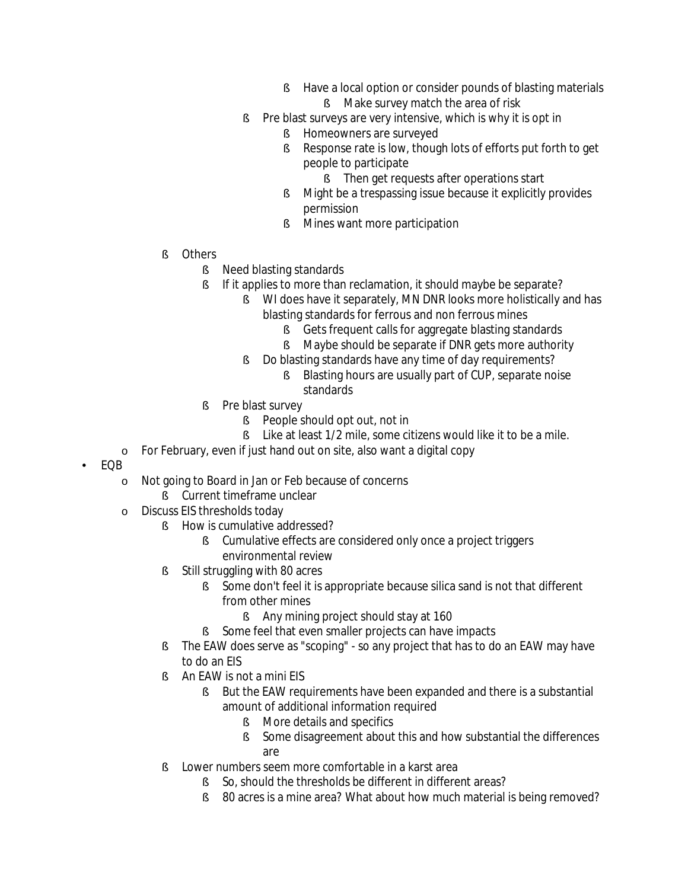- Have a local option or consider pounds of blasting materials
                    - Make survey match the area of risk
            - Pre blast surveys are very intensive, which is why it is opt in
                - Homeowners are surveyed
                - Response rate is low, though lots of efforts put forth to get people to participate
                    - Then get requests after operations start
                - Might be a trespassing issue because it explicitly provides permission
                - Mines want more participation

    - Others
        - Need blasting standards
        - If it applies to more than reclamation, it should maybe be separate?
            - WI does have it separately, MN DNR looks more holistically and has blasting standards for ferrous and non ferrous mines
                - Gets frequent calls for aggregate blasting standards
                - Maybe should be separate if DNR gets more authority
            - Do blasting standards have any time of day requirements?
                - Blasting hours are usually part of CUP, separate noise standards
        - Pre blast survey
            - People should opt out, not in
            - Like at least 1/2 mile, some citizens would like it to be a mile.
  - For February, even if just hand out on site, also want a digital copy

- EQB
  - Not going to Board in Jan or Feb because of concerns
    - Current timeframe unclear
  - Discuss EIS thresholds today
    - How is cumulative addressed?
        - Cumulative effects are considered only once a project triggers environmental review
    - Still struggling with 80 acres
        - Some don't feel it is appropriate because silica sand is not that different from other mines
            - Any mining project should stay at 160
        - Some feel that even smaller projects can have impacts
    - The EAW does serve as "scoping" - so any project that has to do an EAW may have to do an EIS
    - An EAW is not a mini EIS
        - But the EAW requirements have been expanded and there is a substantial amount of additional information required
            - More details and specifics
            - Some disagreement about this and how substantial the differences are
    - Lower numbers seem more comfortable in a karst area
        - So, should the thresholds be different in different areas?
        - 80 acres is a mine area? What about how much material is being removed?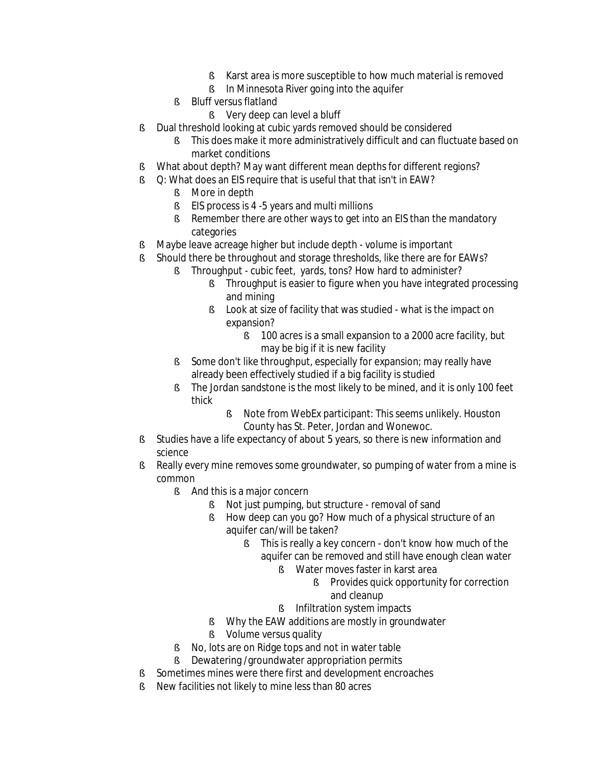- Karst area is more susceptible to how much material is removed
      - In Minnesota River going into the aquifer
    - Bluff versus flatland
      - Very deep can level a bluff
- Dual threshold looking at cubic yards removed should be considered
  - This does make it more administratively difficult and can fluctuate based on market conditions
- What about depth? May want different mean depths for different regions?
- Q: What does an EIS require that is useful that that isn't in EAW?
  - More in depth
  - EIS process is 4 -5 years and multi millions
  - Remember there are other ways to get into an EIS than the mandatory categories
- Maybe leave acreage higher but include depth - volume is important
- Should there be throughout and storage thresholds, like there are for EAWs?
  - Throughput - cubic feet, yards, tons? How hard to administer?
    - Throughput is easier to figure when you have integrated processing and mining
    - Look at size of facility that was studied - what is the impact on expansion?
      - 100 acres is a small expansion to a 2000 acre facility, but may be big if it is new facility
  - Some don't like throughput, especially for expansion; may really have already been effectively studied if a big facility is studied
  - The Jordan sandstone is the most likely to be mined, and it is only 100 feet thick
    - Note from WebEx participant: This seems unlikely. Houston County has St. Peter, Jordan and Wonewoc.
- Studies have a life expectancy of about 5 years, so there is new information and science
- Really every mine removes some groundwater, so pumping of water from a mine is common
  - And this is a major concern
    - Not just pumping, but structure - removal of sand
    - How deep can you go? How much of a physical structure of an aquifer can/will be taken?
      - This is really a key concern - don't know how much of the aquifer can be removed and still have enough clean water
        - Water moves faster in karst area
          - Provides quick opportunity for correction and cleanup
        - Infiltration system impacts
    - Why the EAW additions are mostly in groundwater
    - Volume versus quality
  - No, lots are on Ridge tops and not in water table
  - Dewatering /groundwater appropriation permits
- Sometimes mines were there first and development encroaches
- New facilities not likely to mine less than 80 acres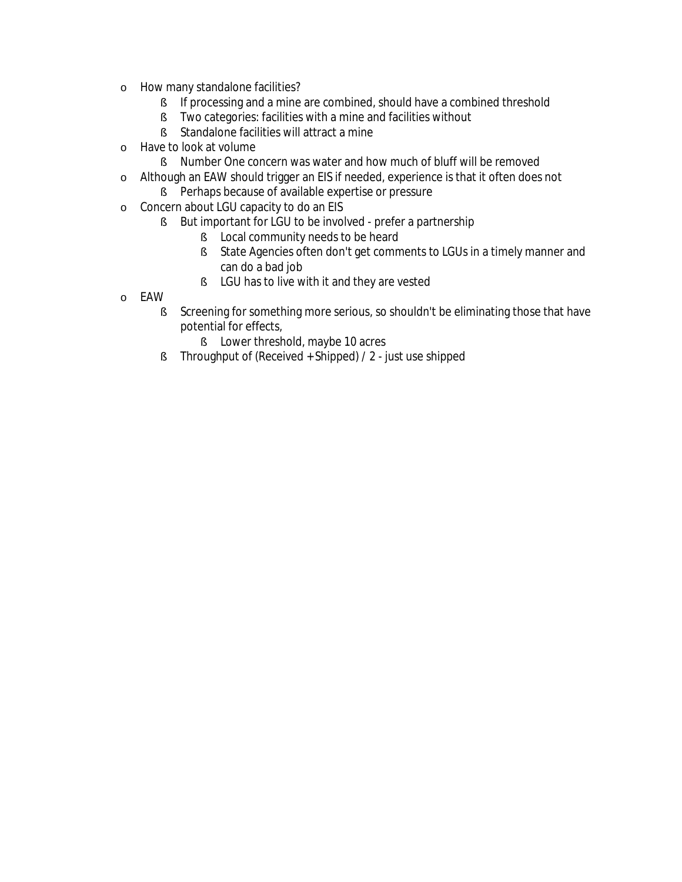- How many standalone facilities?
    - If processing and a mine are combined, should have a combined threshold
    - Two categories: facilities with a mine and facilities without
    - Standalone facilities will attract a mine
- Have to look at volume
    - Number One concern was water and how much of bluff will be removed
- Although an EAW should trigger an EIS if needed, experience is that it often does not
    - Perhaps because of available expertise or pressure
- Concern about LGU capacity to do an EIS
    - But important for LGU to be involved - prefer a partnership
        - Local community needs to be heard
        - State Agencies often don't get comments to LGUs in a timely manner and can do a bad job
        - LGU has to live with it and they are vested
- EAW
    - Screening for something more serious, so shouldn't be eliminating those that have potential for effects,
        - Lower threshold, maybe 10 acres
    - Throughput of (Received + Shipped) / 2 - just use shipped